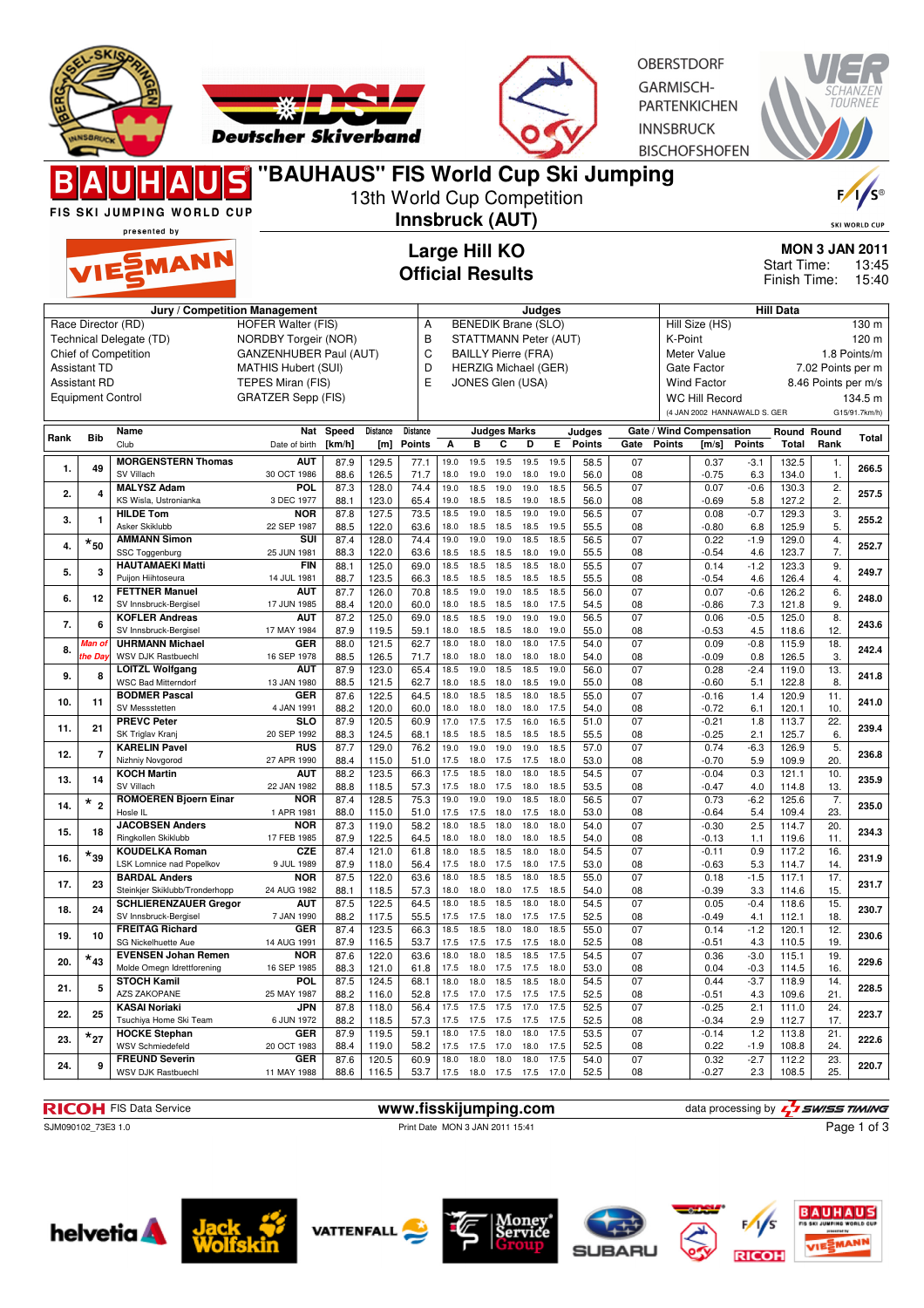OBERSTDORF
GARMISCH-PARTENKIRCHEN
INNSBRUCK
BISCHOFSHOFEN

# "BAUHAUS" FIS World Cup Ski Jumping

13th World Cup Competition

**Innsbruck (AUT)**

FIS SKI JUMPING WORLD CUP presented by VIESSMANN

## Large Hill KO
## Official Results

**MON 3 JAN 2011**
Start Time: 13:45
Finish Time: 15:40

| Jury / Competition Management | | Judges | | Hill Data | |
|---|---|---|---|---|---|
| Race Director (RD) | HOFER Walter (FIS) | A | BENEDIK Brane (SLO) | Hill Size (HS) | 130 m |
| Technical Delegate (TD) | NORDBY Torgeir (NOR) | B | STATTMANN Peter (AUT) | K-Point | 120 m |
| Chief of Competition | GANZENHUBER Paul (AUT) | C | BAILLY Pierre (FRA) | Meter Value | 1.8 Points/m |
| Assistant TD | MATHIS Hubert (SUI) | D | HERZIG Michael (GER) | Gate Factor | 7.02 Points per m |
| Assistant RD | TEPES Miran (FIS) | E | JONES Glen (USA) | Wind Factor | 8.46 Points per m/s |
| Equipment Control | GRATZER Sepp (FIS) | | | WC Hill Record | 134.5 m |
| | | | | (4 JAN 2002 HANNAWALD S. GER | G15/91.7km/h) |

| Rank | Bib | Name / Club | Nat / Date of birth | Speed [km/h] | Distance [m] | Distance Points | A | B | C | D | E | Judges Points | Gate | Gate Points | Wind [m/s] | Wind Points | Round Total | Round Rank | Total |
|---|---|---|---|---|---|---|---|---|---|---|---|---|---|---|---|---|---|---|---|
| 1. | 49 | MORGENSTERN Thomas | AUT | 87.9 | 129.5 | 77.1 | 19.0 | 19.5 | 19.5 | 19.5 | 19.5 | 58.5 | 07 | | 0.37 | -3.1 | 132.5 | 1. | 266.5 |
| | | SV Villach | 30 OCT 1986 | 88.6 | 126.5 | 71.7 | 18.0 | 19.0 | 19.0 | 18.0 | 19.0 | 56.0 | 08 | | -0.75 | 6.3 | 134.0 | 1. | |
| 2. | 4 | MALYSZ Adam | POL | 87.3 | 128.0 | 74.4 | 19.0 | 18.5 | 19.0 | 19.0 | 18.5 | 56.5 | 07 | | 0.07 | -0.6 | 130.3 | 2. | 257.5 |
| | | KS Wisla, Ustronianka | 3 DEC 1977 | 88.1 | 123.0 | 65.4 | 19.0 | 18.5 | 18.5 | 19.0 | 18.5 | 56.0 | 08 | | -0.69 | 5.8 | 127.2 | 2. | |
| 3. | 1 | HILDE Tom | NOR | 87.8 | 127.5 | 73.5 | 18.5 | 19.0 | 18.5 | 19.0 | 19.0 | 56.5 | 07 | | 0.08 | -0.7 | 129.3 | 3. | 255.2 |
| | | Asker Skiklubb | 22 SEP 1987 | 88.5 | 122.0 | 63.6 | 18.0 | 18.5 | 18.5 | 18.5 | 19.5 | 55.5 | 08 | | -0.80 | 6.8 | 125.9 | 5. | |
| 4. | *50 | AMMANN Simon | SUI | 87.4 | 128.0 | 74.4 | 19.0 | 19.0 | 18.5 | 19.0 | 18.5 | 56.5 | 07 | | 0.22 | -1.9 | 129.0 | 4. | 252.7 |
| | | SSC Toggenburg | 25 JUN 1981 | 88.3 | 122.0 | 63.6 | 18.5 | 18.5 | 18.5 | 18.0 | 19.0 | 55.5 | 08 | | -0.54 | 4.6 | 123.7 | 7. | |
| 5. | 3 | HAUTAMAEKI Matti | FIN | 88.1 | 125.0 | 69.0 | 18.5 | 18.5 | 18.5 | 18.5 | 18.0 | 55.5 | 07 | | 0.14 | -1.2 | 123.3 | 9. | 249.7 |
| | | Puijon Hiihtoseura | 14 JUL 1981 | 88.7 | 123.5 | 66.3 | 18.5 | 18.5 | 18.5 | 18.5 | 18.5 | 55.5 | 08 | | -0.54 | 4.6 | 126.4 | 4. | |
| 6. | 12 | FETTNER Manuel | AUT | 87.7 | 126.0 | 70.8 | 18.5 | 19.0 | 18.5 | 18.5 | 18.5 | 56.0 | 07 | | 0.07 | -0.6 | 126.2 | 6. | 248.0 |
| | | SV Innsbruck-Bergisel | 17 JUN 1985 | 88.4 | 120.0 | 60.0 | 18.0 | 18.5 | 18.5 | 18.0 | 17.5 | 54.5 | 08 | | -0.86 | 7.3 | 121.8 | 9. | |
| 7. | 6 | KOFLER Andreas | AUT | 87.2 | 125.0 | 69.0 | 18.5 | 18.5 | 19.0 | 19.0 | 19.0 | 56.5 | 07 | | 0.06 | -0.5 | 125.0 | 8. | 243.6 |
| | | SV Innsbruck-Bergisel | 17 MAY 1984 | 87.9 | 119.5 | 59.1 | 18.0 | 18.5 | 18.5 | 18.0 | 19.0 | 55.0 | 08 | | -0.53 | 4.5 | 118.6 | 12. | |
| 8. | Man of the Day | UHRMANN Michael | GER | 88.0 | 121.5 | 62.7 | 18.0 | 18.0 | 18.0 | 18.0 | 17.5 | 54.0 | 07 | | 0.09 | -0.8 | 115.9 | 18. | 242.4 |
| | | WSV DJK Rastbuechl | 16 SEP 1978 | 88.5 | 126.5 | 71.7 | 18.0 | 18.0 | 18.0 | 18.0 | 18.0 | 54.0 | 08 | | -0.09 | 0.8 | 126.5 | 3. | |
| 9. | 8 | LOITZL Wolfgang | AUT | 87.9 | 123.0 | 65.4 | 18.5 | 19.0 | 18.5 | 18.5 | 19.0 | 56.0 | 07 | | 0.28 | -2.4 | 119.0 | 13. | 241.8 |
| | | WSC Bad Mitterndorf | 13 JAN 1980 | 88.5 | 121.5 | 62.7 | 18.0 | 18.5 | 18.0 | 18.5 | 19.0 | 55.0 | 08 | | -0.60 | 5.1 | 122.8 | 8. | |
| 10. | 11 | BODMER Pascal | GER | 87.6 | 122.5 | 64.5 | 18.0 | 18.5 | 18.5 | 18.0 | 18.5 | 55.0 | 07 | | -0.16 | 1.4 | 120.9 | 11. | 241.0 |
| | | SV Messstetten | 4 JAN 1991 | 88.2 | 120.0 | 60.0 | 18.0 | 18.0 | 18.0 | 18.0 | 17.5 | 54.0 | 08 | | -0.72 | 6.1 | 120.1 | 10. | |
| 11. | 21 | PREVC Peter | SLO | 87.9 | 120.5 | 60.9 | 17.0 | 17.5 | 17.5 | 16.0 | 16.5 | 51.0 | 07 | | -0.21 | 1.8 | 113.7 | 22. | 239.4 |
| | | SK Triglav Kranj | 20 SEP 1992 | 88.3 | 124.5 | 68.1 | 18.5 | 18.5 | 18.5 | 18.5 | 18.5 | 55.5 | 08 | | -0.25 | 2.1 | 125.7 | 6. | |
| 12. | 7 | KARELIN Pavel | RUS | 87.7 | 129.0 | 76.2 | 19.0 | 19.0 | 19.0 | 19.0 | 18.5 | 57.0 | 07 | | 0.74 | -6.3 | 126.9 | 5. | 236.8 |
| | | Nizhniy Novgorod | 27 APR 1990 | 88.4 | 115.0 | 51.0 | 17.5 | 18.0 | 17.5 | 17.5 | 18.0 | 53.0 | 08 | | -0.70 | 5.9 | 109.9 | 20. | |
| 13. | 14 | KOCH Martin | AUT | 88.2 | 123.5 | 66.3 | 17.5 | 18.5 | 18.0 | 18.0 | 18.5 | 54.5 | 07 | | -0.04 | 0.3 | 121.1 | 10. | 235.9 |
| | | SV Villach | 22 JAN 1982 | 88.8 | 118.5 | 57.3 | 17.5 | 18.0 | 17.5 | 18.0 | 18.0 | 53.5 | 08 | | -0.47 | 4.0 | 114.8 | 13. | |
| 14. | * 2 | ROMOEREN Bjoern Einar | NOR | 87.4 | 128.5 | 75.3 | 19.0 | 19.0 | 19.0 | 18.5 | 18.0 | 56.5 | 07 | | 0.73 | -6.2 | 125.6 | 7. | 235.0 |
| | | Hosle IL | 1 APR 1981 | 88.0 | 115.0 | 51.0 | 17.5 | 17.5 | 18.0 | 17.5 | 18.0 | 53.0 | 08 | | -0.64 | 5.4 | 109.4 | 23. | |
| 15. | 18 | JACOBSEN Anders | NOR | 87.3 | 119.0 | 58.2 | 18.0 | 18.5 | 18.0 | 18.0 | 18.0 | 54.0 | 07 | | -0.30 | 2.5 | 114.7 | 20. | 234.3 |
| | | Ringkollen Skiklubb | 17 FEB 1985 | 87.9 | 122.5 | 64.5 | 18.0 | 18.0 | 18.0 | 18.0 | 18.5 | 54.0 | 08 | | -0.13 | 1.1 | 119.6 | 11. | |
| 16. | *39 | KOUDELKA Roman | CZE | 87.4 | 121.0 | 61.8 | 18.0 | 18.5 | 18.5 | 18.0 | 18.0 | 54.5 | 07 | | -0.11 | 0.9 | 117.2 | 16. | 231.9 |
| | | LSK Lomnice nad Popelkov | 9 JUL 1989 | 87.9 | 118.0 | 56.4 | 17.5 | 18.0 | 17.5 | 18.0 | 17.5 | 53.0 | 08 | | -0.63 | 5.3 | 114.7 | 14. | |
| 17. | 23 | BARDAL Anders | NOR | 87.5 | 122.0 | 63.6 | 18.0 | 18.5 | 18.5 | 18.0 | 18.5 | 55.0 | 07 | | 0.18 | -1.5 | 117.1 | 17. | 231.7 |
| | | Steinkjer Skiklubb/Tronderhopp | 24 AUG 1982 | 88.1 | 118.5 | 57.3 | 18.0 | 18.0 | 18.0 | 17.5 | 18.5 | 54.0 | 08 | | -0.39 | 3.3 | 114.6 | 15. | |
| 18. | 24 | SCHLIERENZAUER Gregor | AUT | 87.5 | 122.5 | 64.5 | 18.0 | 18.5 | 18.5 | 18.0 | 18.0 | 54.5 | 07 | | 0.05 | -0.4 | 118.6 | 15. | 230.7 |
| | | SV Innsbruck-Bergisel | 7 JAN 1990 | 88.2 | 117.5 | 55.5 | 17.5 | 17.5 | 18.0 | 17.5 | 17.5 | 52.5 | 08 | | -0.49 | 4.1 | 112.1 | 18. | |
| 19. | 10 | FREITAG Richard | GER | 87.4 | 123.5 | 66.3 | 18.5 | 18.5 | 18.0 | 18.0 | 18.5 | 55.0 | 07 | | 0.14 | -1.2 | 120.1 | 12. | 230.6 |
| | | SG Nickelhuette Aue | 14 AUG 1991 | 87.9 | 116.5 | 53.7 | 17.5 | 17.5 | 17.5 | 17.5 | 18.0 | 52.5 | 08 | | -0.51 | 4.3 | 110.5 | 19. | |
| 20. | *43 | EVENSEN Johan Remen | NOR | 87.6 | 122.0 | 63.6 | 18.0 | 18.0 | 18.5 | 18.5 | 17.5 | 54.5 | 07 | | 0.36 | -3.0 | 115.1 | 19. | 229.6 |
| | | Molde Omegn Idrettforening | 16 SEP 1985 | 88.3 | 121.0 | 61.8 | 17.5 | 18.0 | 17.5 | 17.5 | 18.0 | 53.0 | 08 | | 0.04 | -0.3 | 114.5 | 16. | |
| 21. | 5 | STOCH Kamil | POL | 87.5 | 124.5 | 68.1 | 18.0 | 18.0 | 18.5 | 18.5 | 18.0 | 54.5 | 07 | | 0.44 | -3.7 | 118.9 | 14. | 228.5 |
| | | AZS ZAKOPANE | 25 MAY 1987 | 88.2 | 116.0 | 52.8 | 17.5 | 17.0 | 17.5 | 17.5 | 17.5 | 52.5 | 08 | | -0.51 | 4.3 | 109.6 | 21. | |
| 22. | 25 | KASAI Noriaki | JPN | 87.8 | 118.0 | 56.4 | 17.5 | 17.5 | 17.5 | 17.0 | 17.5 | 52.5 | 07 | | -0.25 | 2.1 | 111.0 | 24. | 223.7 |
| | | Tsuchiya Home Ski Team | 6 JUN 1972 | 88.2 | 118.5 | 57.3 | 17.5 | 17.5 | 17.5 | 17.5 | 17.5 | 52.5 | 08 | | -0.34 | 2.9 | 112.7 | 17. | |
| 23. | *27 | HOCKE Stephan | GER | 87.9 | 119.5 | 59.1 | 18.0 | 17.5 | 18.0 | 18.0 | 17.5 | 53.5 | 07 | | -0.14 | 1.2 | 113.8 | 21. | 222.6 |
| | | WSV Schmiedefeld | 20 OCT 1983 | 88.4 | 119.0 | 58.2 | 17.5 | 17.5 | 17.0 | 18.0 | 17.5 | 52.5 | 08 | | 0.22 | -1.9 | 108.8 | 24. | |
| 24. | 9 | FREUND Severin | GER | 87.6 | 120.5 | 60.9 | 18.0 | 18.0 | 18.0 | 18.0 | 17.5 | 54.0 | 07 | | 0.32 | -2.7 | 112.2 | 23. | 220.7 |
| | | WSV DJK Rastbuechl | 11 MAY 1988 | 88.6 | 116.5 | 53.7 | 17.5 | 18.0 | 17.5 | 17.5 | 17.0 | 52.5 | 08 | | -0.27 | 2.3 | 108.5 | 25. | |

RICOH FIS Data Service — www.fisskijumping.com — data processing by SWISS TIMING

SJM090102_73E3 1.0 — Print Date MON 3 JAN 2011 15:41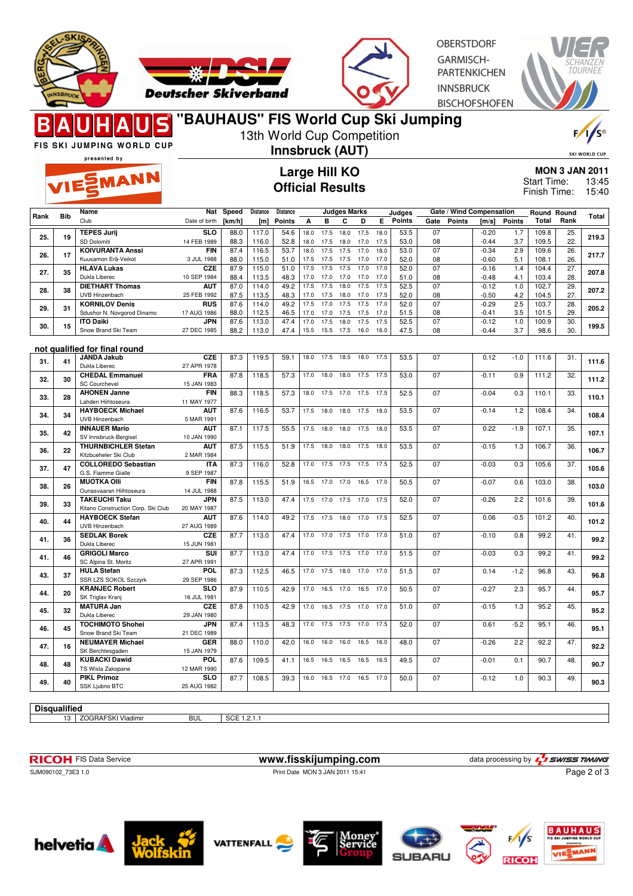# "BAUHAUS" FIS World Cup Ski Jumping

13th World Cup Competition

**Innsbruck (AUT)**

FIS SKI JUMPING WORLD CUP presented by VIESMANN

OBERSTDORF
GARMISCH-PARTENKIRCHEN
INNSBRUCK
BISCHOFSHOFEN

## Large Hill KO
## Official Results

**MON 3 JAN 2011**
Start Time: 13:45
Finish Time: 15:40

| Rank | Bib | Name / Club | Nat / Date of birth | Speed [km/h] | Distance [m] | Distance Points | A | B | C | D | E | Judges Points | Gate | Gate Points | Wind [m/s] | Wind Points | Round Total | Round Rank | Total |
|---|---|---|---|---|---|---|---|---|---|---|---|---|---|---|---|---|---|---|---|
| 25. | 19 | **TEPES Jurij** | **SLO** | 88.0 | 117.0 | 54.6 | 18.0 | 17.5 | 18.0 | 17.5 | 18.0 | 53.5 | 07 | | -0.20 | 1.7 | 109.8 | 25. | 219.3 |
| | | SD Dolomiti | 14 FEB 1989 | 88.3 | 116.0 | 52.8 | 18.0 | 17.5 | 18.0 | 17.0 | 17.5 | 53.0 | 08 | | -0.44 | 3.7 | 109.5 | 22. | |
| 26. | 17 | **KOIVURANTA Anssi** | **FIN** | 87.4 | 116.5 | 53.7 | 18.0 | 17.5 | 17.5 | 17.0 | 18.0 | 53.0 | 07 | | -0.34 | 2.9 | 109.6 | 26. | 217.7 |
| | | Kuusamon Erä-Veikot | 3 JUL 1988 | 88.0 | 115.0 | 51.0 | 17.5 | 17.5 | 17.5 | 17.0 | 17.0 | 52.0 | 08 | | -0.60 | 5.1 | 108.1 | 26. | |
| 27. | 35 | **HLAVA Lukas** | **CZE** | 87.9 | 115.0 | 51.0 | 17.5 | 17.5 | 17.5 | 17.0 | 17.0 | 52.0 | 07 | | -0.16 | 1.4 | 104.4 | 27. | 207.8 |
| | | Dukla Liberec | 10 SEP 1984 | 88.4 | 113.5 | 48.3 | 17.0 | 17.0 | 17.0 | 17.0 | 17.0 | 51.0 | 08 | | -0.48 | 4.1 | 103.4 | 28. | |
| 28. | 38 | **DIETHART Thomas** | **AUT** | 87.0 | 114.0 | 49.2 | 17.5 | 17.5 | 18.0 | 17.5 | 17.5 | 52.5 | 07 | | -0.12 | 1.0 | 102.7 | 29. | 207.2 |
| | | UVB Hinzenbach | 25 FEB 1992 | 87.5 | 113.5 | 48.3 | 17.0 | 17.5 | 18.0 | 17.0 | 17.5 | 52.0 | 08 | | -0.50 | 4.2 | 104.5 | 27. | |
| 29. | 31 | **KORNILOV Denis** | **RUS** | 87.6 | 114.0 | 49.2 | 17.5 | 17.0 | 17.5 | 17.5 | 17.0 | 52.0 | 07 | | -0.29 | 2.5 | 103.7 | 28. | 205.2 |
| | | Sdushor N. Novgorod Dinamo | 17 AUG 1986 | 88.0 | 112.5 | 46.5 | 17.0 | 17.0 | 17.5 | 17.5 | 17.0 | 51.5 | 08 | | -0.41 | 3.5 | 101.5 | 29. | |
| 30. | 15 | **ITO Daiki** | **JPN** | 87.6 | 113.0 | 47.4 | 17.0 | 17.5 | 18.0 | 17.5 | 17.5 | 52.5 | 07 | | -0.12 | 1.0 | 100.9 | 30. | 199.5 |
| | | Snow Brand Ski Team | 27 DEC 1985 | 88.2 | 113.0 | 47.4 | 15.5 | 15.5 | 17.5 | 16.0 | 16.0 | 47.5 | 08 | | -0.44 | 3.7 | 98.6 | 30. | |

### not qualified for final round

| Rank | Bib | Name / Club | Nat / Date of birth | Speed [km/h] | Distance [m] | Distance Points | A | B | C | D | E | Judges Points | Gate | Gate Points | Wind [m/s] | Wind Points | Round Total | Round Rank | Total |
|---|---|---|---|---|---|---|---|---|---|---|---|---|---|---|---|---|---|---|---|
| 31. | 41 | **JANDA Jakub** / Dukla Liberec | **CZE** / 27 APR 1978 | 87.3 | 119.5 | 59.1 | 18.0 | 17.5 | 18.5 | 18.0 | 17.5 | 53.5 | 07 | | 0.12 | -1.0 | 111.6 | 31. | 111.6 |
| 32. | 30 | **CHEDAL Emmanuel** / SC Courchevel | **FRA** / 15 JAN 1983 | 87.8 | 118.5 | 57.3 | 17.0 | 18.0 | 18.0 | 17.5 | 17.5 | 53.0 | 07 | | -0.11 | 0.9 | 111.2 | 32. | 111.2 |
| 33. | 28 | **AHONEN Janne** / Lahden Hiihtoseura | **FIN** / 11 MAY 1977 | 88.3 | 118.5 | 57.3 | 18.0 | 17.5 | 17.0 | 17.5 | 17.5 | 52.5 | 07 | | -0.04 | 0.3 | 110.1 | 33. | 110.1 |
| 34. | 34 | **HAYBOECK Michael** / UVB Hinzenbach | **AUT** / 5 MAR 1991 | 87.6 | 116.5 | 53.7 | 17.5 | 18.0 | 18.0 | 17.5 | 18.0 | 53.5 | 07 | | -0.14 | 1.2 | 108.4 | 34. | 108.4 |
| 35. | 42 | **INNAUER Mario** / SV Innsbruck-Bergisel | **AUT** / 10 JAN 1990 | 87.1 | 117.5 | 55.5 | 17.5 | 18.0 | 18.0 | 17.5 | 18.0 | 53.5 | 07 | | 0.22 | -1.9 | 107.1 | 35. | 107.1 |
| 36. | 22 | **THURNBICHLER Stefan** / Kitzbueheler Ski Club | **AUT** / 2 MAR 1984 | 87.5 | 115.5 | 51.9 | 17.5 | 18.0 | 18.0 | 17.5 | 18.0 | 53.5 | 07 | | -0.15 | 1.3 | 106.7 | 36. | 106.7 |
| 37. | 47 | **COLLOREDO Sebastian** / G.S. Fiamme Gialle | **ITA** / 9 SEP 1987 | 87.3 | 116.0 | 52.8 | 17.0 | 17.5 | 17.5 | 17.5 | 17.5 | 52.5 | 07 | | -0.03 | 0.3 | 105.6 | 37. | 105.6 |
| 38. | 26 | **MUOTKA Olli** / Ounasvaaran Hiihtoseura | **FIN** / 14 JUL 1988 | 87.8 | 115.5 | 51.9 | 16.5 | 17.0 | 17.0 | 16.5 | 17.0 | 50.5 | 07 | | -0.07 | 0.6 | 103.0 | 38. | 103.0 |
| 39. | 33 | **TAKEUCHI Taku** / Kitano Construction Corp. Ski Club | **JPN** / 20 MAY 1987 | 87.5 | 113.0 | 47.4 | 17.5 | 17.0 | 17.5 | 17.0 | 17.5 | 52.0 | 07 | | -0.26 | 2.2 | 101.6 | 39. | 101.6 |
| 40. | 44 | **HAYBOECK Stefan** / UVB Hinzenbach | **AUT** / 27 AUG 1989 | 87.6 | 114.0 | 49.2 | 17.5 | 17.5 | 18.0 | 17.0 | 17.5 | 52.5 | 07 | | 0.06 | -0.5 | 101.2 | 40. | 101.2 |
| 41. | 36 | **SEDLAK Borek** / Dukla Liberec | **CZE** / 15 JUN 1981 | 87.7 | 113.0 | 47.4 | 17.0 | 17.0 | 17.5 | 17.0 | 17.0 | 51.0 | 07 | | -0.10 | 0.8 | 99.2 | 41. | 99.2 |
| 41. | 46 | **GRIGOLI Marco** / SC Alpina St. Moritz | **SUI** / 27 APR 1991 | 87.7 | 113.0 | 47.4 | 17.0 | 17.5 | 17.5 | 17.0 | 17.0 | 51.5 | 07 | | -0.03 | 0.3 | 99.2 | 41. | 99.2 |
| 43. | 37 | **HULA Stefan** / SSR LZS SOKOL Szczyrk | **POL** / 29 SEP 1986 | 87.3 | 112.5 | 46.5 | 17.0 | 17.5 | 18.0 | 17.0 | 17.0 | 51.5 | 07 | | 0.14 | -1.2 | 96.8 | 43. | 96.8 |
| 44. | 20 | **KRANJEC Robert** / SK Triglav Kranj | **SLO** / 16 JUL 1981 | 87.9 | 110.5 | 42.9 | 17.0 | 16.5 | 17.0 | 16.5 | 17.0 | 50.5 | 07 | | -0.27 | 2.3 | 95.7 | 44. | 95.7 |
| 45. | 32 | **MATURA Jan** / Dukla Liberec | **CZE** / 29 JAN 1980 | 87.8 | 110.5 | 42.9 | 17.0 | 16.5 | 17.5 | 17.0 | 17.0 | 51.0 | 07 | | -0.15 | 1.3 | 95.2 | 45. | 95.2 |
| 46. | 45 | **TOCHIMOTO Shohei** / Snow Brand Ski Team | **JPN** / 21 DEC 1989 | 87.4 | 113.5 | 48.3 | 17.0 | 17.5 | 17.5 | 17.0 | 17.5 | 52.0 | 07 | | 0.61 | -5.2 | 95.1 | 46. | 95.1 |
| 47. | 16 | **NEUMAYER Michael** / SK Berchtesgaden | **GER** / 15 JAN 1979 | 88.0 | 110.0 | 42.0 | 16.0 | 16.0 | 16.0 | 16.5 | 16.0 | 48.0 | 07 | | -0.26 | 2.2 | 92.2 | 47. | 92.2 |
| 48. | 48 | **KUBACKI Dawid** / TS Wisla Zakopane | **POL** / 12 MAR 1990 | 87.6 | 109.5 | 41.1 | 16.5 | 16.5 | 16.5 | 16.5 | 16.5 | 49.5 | 07 | | -0.01 | 0.1 | 90.7 | 48. | 90.7 |
| 49. | 40 | **PIKL Primoz** / SSK Ljubno BTC | **SLO** / 25 AUG 1982 | 87.7 | 108.5 | 39.3 | 16.0 | 16.5 | 17.0 | 16.5 | 17.0 | 50.0 | 07 | | -0.12 | 1.0 | 90.3 | 49. | 90.3 |

### Disqualified

| Bib | Name | Nat | Reason |
|---|---|---|---|
| 13 | ZOGRAFSKI Vladimir | BUL | SCE 1.2.1.1 |

RICOH FIS Data Service www.fisskijumping.com data processing by SWISS TIMING

SJM090102_73E3 1.0 Print Date MON 3 JAN 2011 15:41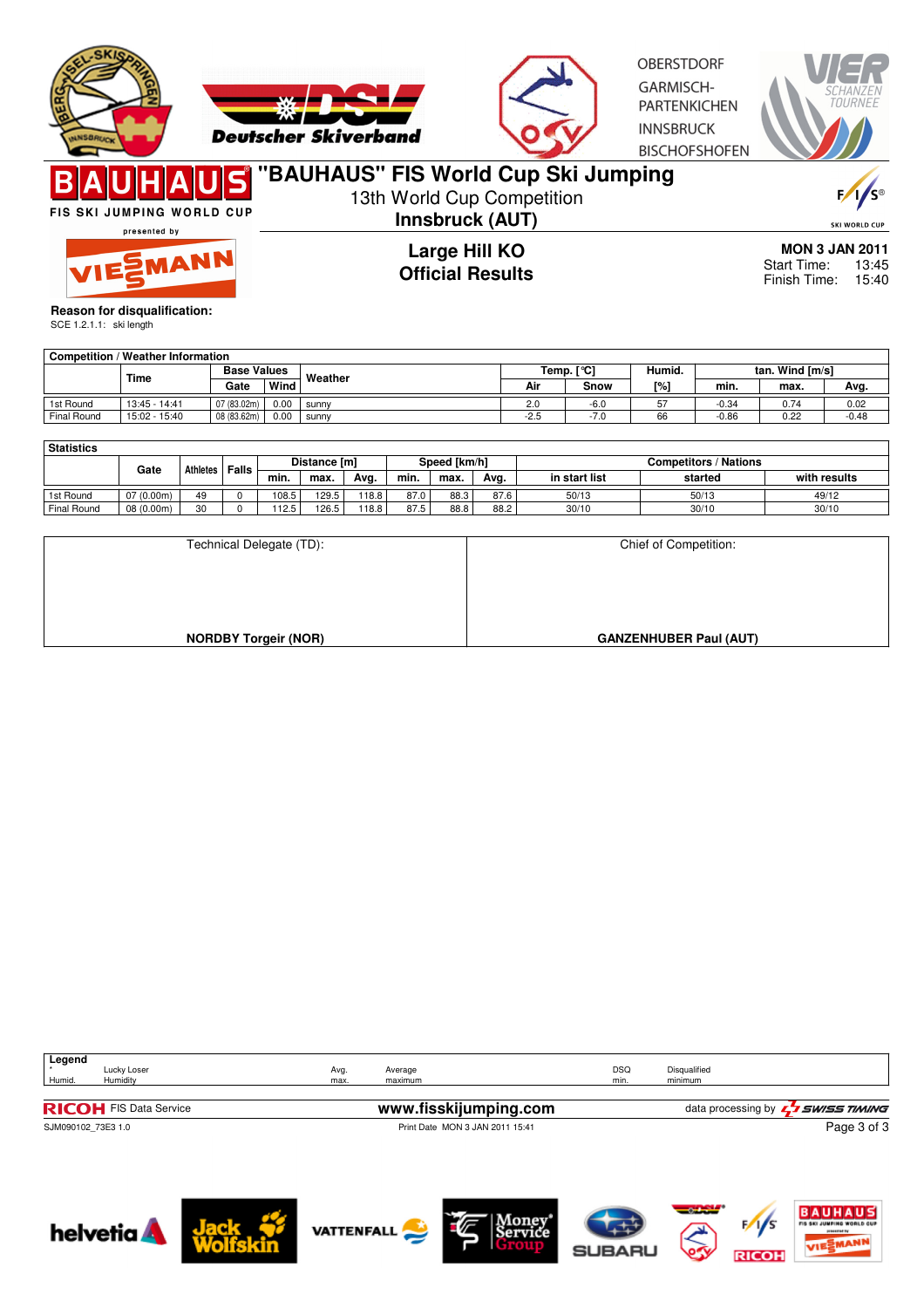# "BAUHAUS" FIS World Cup Ski Jumping

13th World Cup Competition

**Innsbruck (AUT)**

## Large Hill KO
## Official Results

**MON 3 JAN 2011**
Start Time: 13:45
Finish Time: 15:40

**Reason for disqualification:**
SCE 1.2.1.1: ski length

**Competition / Weather Information**

| | Time | Base Values | | Weather | Temp. [°C] | | Humid. | tan. Wind [m/s] | | |
|---|---|---|---|---|---|---|---|---|---|---|
| | | Gate | Wind | | Air | Snow | [%] | min. | max. | Avg. |
| 1st Round | 13:45 - 14:41 | 07 (83.02m) | 0.00 | sunny | 2.0 | -6.0 | 57 | -0.34 | 0.74 | 0.02 |
| Final Round | 15:02 - 15:40 | 08 (83.62m) | 0.00 | sunny | -2.5 | -7.0 | 66 | -0.86 | 0.22 | -0.48 |

**Statistics**

| | Gate | Athletes | Falls | Distance [m] | | | Speed [km/h] | | | Competitors / Nations | | |
|---|---|---|---|---|---|---|---|---|---|---|---|---|
| | | | | min. | max. | Avg. | min. | max. | Avg. | in start list | started | with results |
| 1st Round | 07 (0.00m) | 49 | 0 | 108.5 | 129.5 | 118.8 | 87.0 | 88.3 | 87.6 | 50/13 | 50/13 | 49/12 |
| Final Round | 08 (0.00m) | 30 | 0 | 112.5 | 126.5 | 118.8 | 87.5 | 88.8 | 88.2 | 30/10 | 30/10 | 30/10 |

| Technical Delegate (TD): | Chief of Competition: |
|---|---|
| **NORDBY Torgeir (NOR)** | **GANZENHUBER Paul (AUT)** |

**Legend**

| | | | | | |
|---|---|---|---|---|---|
| * | Lucky Loser | Avg. | Average | DSQ | Disqualified |
| Humid. | Humidity | max. | maximum | min. | minimum |

RICOH FIS Data Service www.fisskijumping.com data processing by SWISS TIMING

SJM090102_73E3 1.0 Print Date MON 3 JAN 2011 15:41